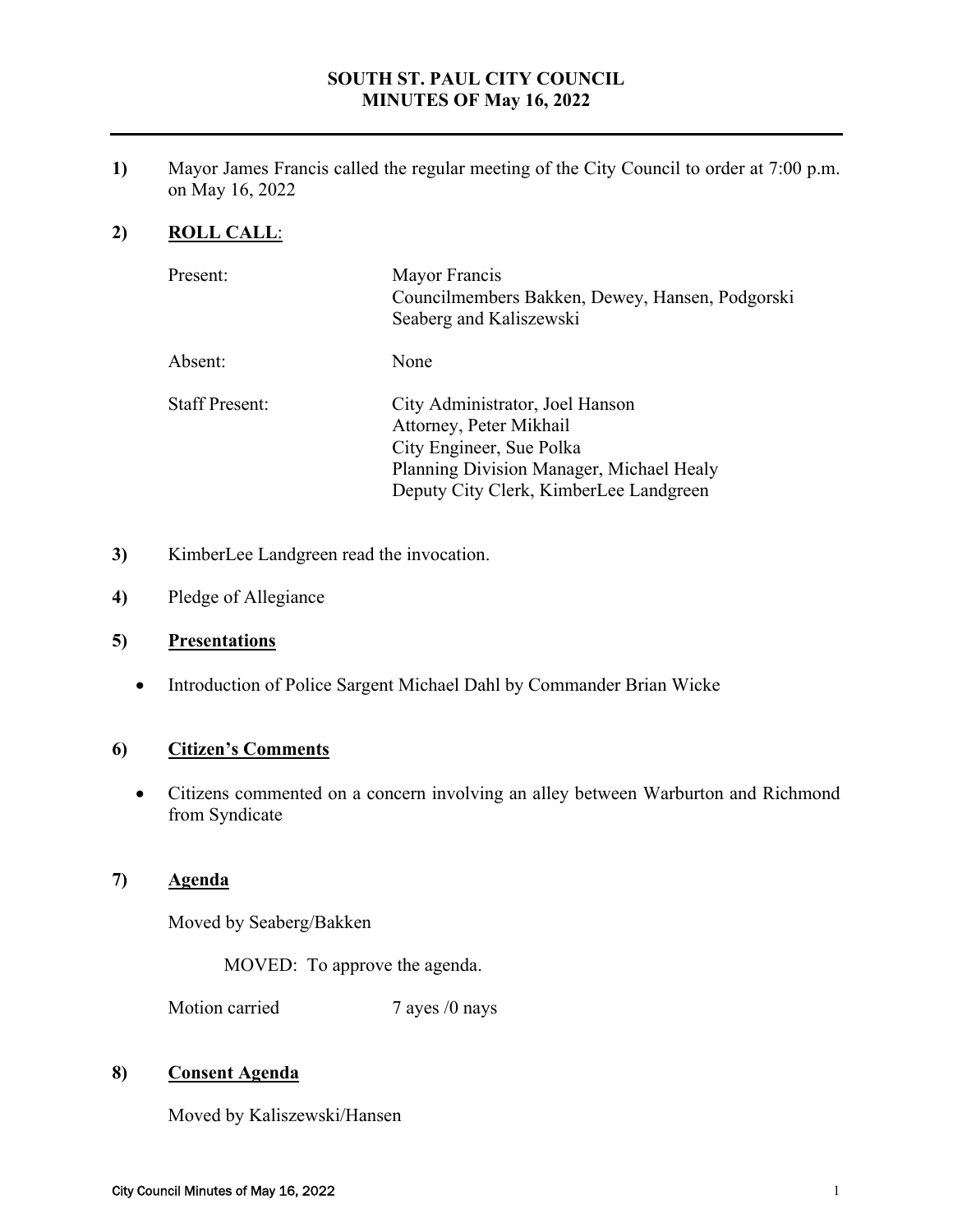# SOUTH ST. PAUL CITY COUNCIL
# MINUTES OF May 16, 2022

**1)** Mayor James Francis called the regular meeting of the City Council to order at 7:00 p.m. on May 16, 2022

**2)** **ROLL CALL**:

| | |
|---|---|
| Present: | Mayor Francis<br>Councilmembers Bakken, Dewey, Hansen, Podgorski Seaberg and Kaliszewski |
| Absent: | None |
| Staff Present: | City Administrator, Joel Hanson<br>Attorney, Peter Mikhail<br>City Engineer, Sue Polka<br>Planning Division Manager, Michael Healy<br>Deputy City Clerk, KimberLee Landgreen |

**3)** KimberLee Landgreen read the invocation.

**4)** Pledge of Allegiance

**5)** **Presentations**

- Introduction of Police Sargent Michael Dahl by Commander Brian Wicke

**6)** **Citizen's Comments**

- Citizens commented on a concern involving an alley between Warburton and Richmond from Syndicate

**7)** **Agenda**

Moved by Seaberg/Bakken

MOVED: To approve the agenda.

Motion carried 7 ayes /0 nays

**8)** **Consent Agenda**

Moved by Kaliszewski/Hansen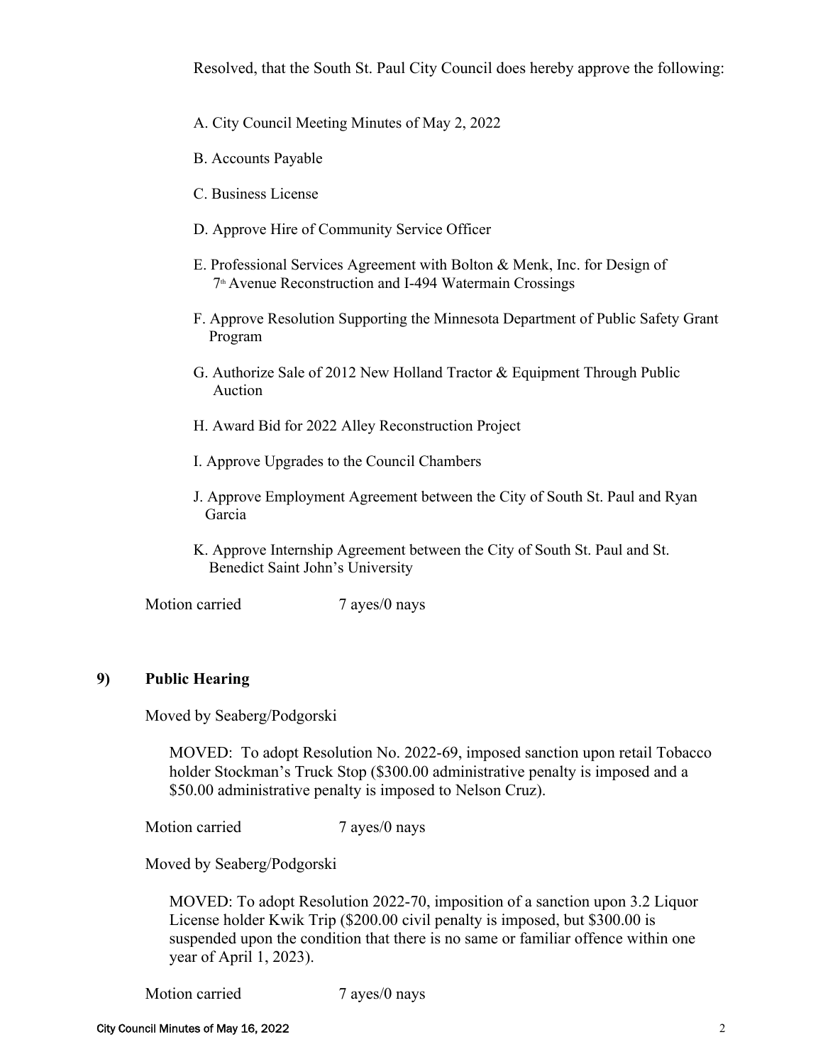Resolved, that the South St. Paul City Council does hereby approve the following:

A. City Council Meeting Minutes of May 2, 2022

B. Accounts Payable

C. Business License

D. Approve Hire of Community Service Officer

E. Professional Services Agreement with Bolton & Menk, Inc. for Design of 7th Avenue Reconstruction and I-494 Watermain Crossings

F. Approve Resolution Supporting the Minnesota Department of Public Safety Grant Program

G. Authorize Sale of 2012 New Holland Tractor & Equipment Through Public Auction

H. Award Bid for 2022 Alley Reconstruction Project

I. Approve Upgrades to the Council Chambers

J. Approve Employment Agreement between the City of South St. Paul and Ryan Garcia

K. Approve Internship Agreement between the City of South St. Paul and St. Benedict Saint John's University

Motion carried 7 ayes/0 nays

## 9) Public Hearing

Moved by Seaberg/Podgorski

MOVED: To adopt Resolution No. 2022-69, imposed sanction upon retail Tobacco holder Stockman's Truck Stop ($300.00 administrative penalty is imposed and a $50.00 administrative penalty is imposed to Nelson Cruz).

Motion carried 7 ayes/0 nays

Moved by Seaberg/Podgorski

MOVED: To adopt Resolution 2022-70, imposition of a sanction upon 3.2 Liquor License holder Kwik Trip ($200.00 civil penalty is imposed, but $300.00 is suspended upon the condition that there is no same or familiar offence within one year of April 1, 2023).

Motion carried 7 ayes/0 nays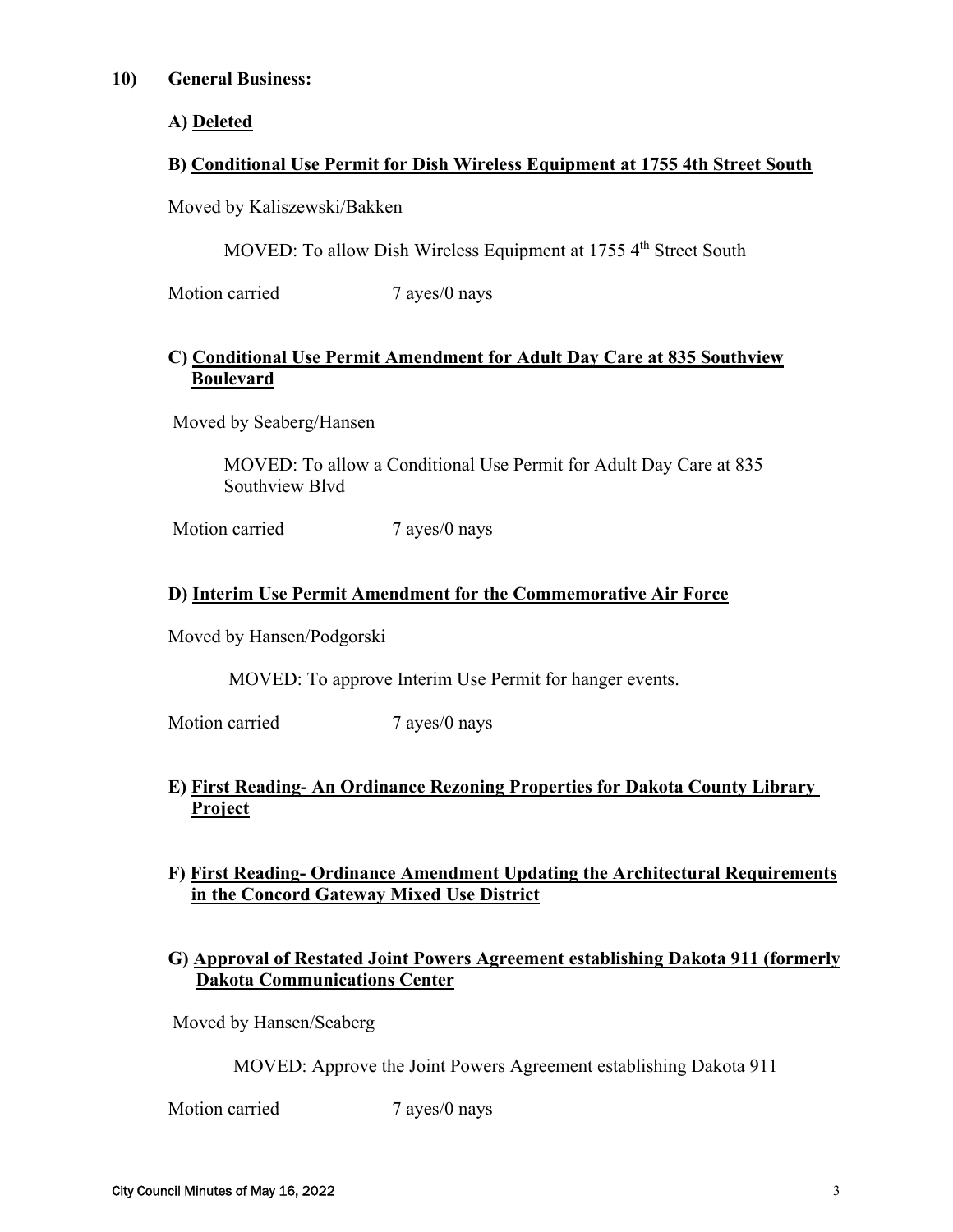**10) General Business:**

**A) Deleted**

**B) Conditional Use Permit for Dish Wireless Equipment at 1755 4th Street South**

Moved by Kaliszewski/Bakken

MOVED: To allow Dish Wireless Equipment at 1755 4th Street South

Motion carried 7 ayes/0 nays

**C) Conditional Use Permit Amendment for Adult Day Care at 835 Southview Boulevard**

Moved by Seaberg/Hansen

MOVED: To allow a Conditional Use Permit for Adult Day Care at 835 Southview Blvd

Motion carried 7 ayes/0 nays

**D) Interim Use Permit Amendment for the Commemorative Air Force**

Moved by Hansen/Podgorski

MOVED: To approve Interim Use Permit for hanger events.

Motion carried 7 ayes/0 nays

**E) First Reading- An Ordinance Rezoning Properties for Dakota County Library Project**

**F) First Reading- Ordinance Amendment Updating the Architectural Requirements in the Concord Gateway Mixed Use District**

**G) Approval of Restated Joint Powers Agreement establishing Dakota 911 (formerly Dakota Communications Center**

Moved by Hansen/Seaberg

MOVED: Approve the Joint Powers Agreement establishing Dakota 911

Motion carried 7 ayes/0 nays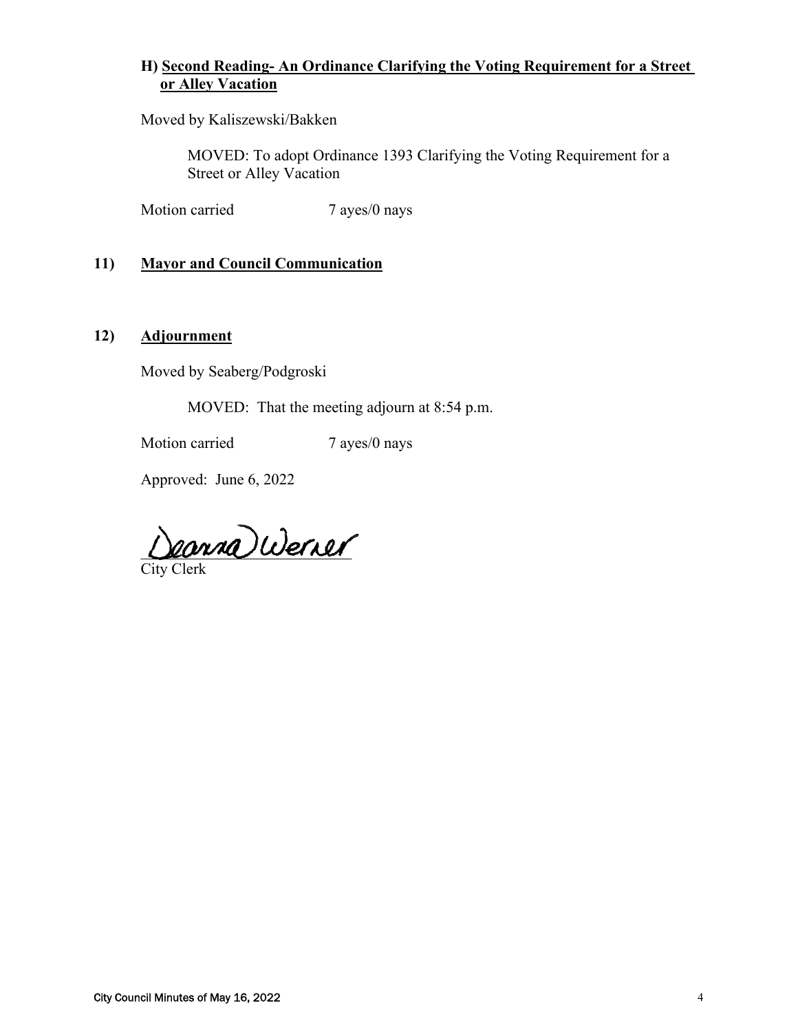**H) Second Reading- An Ordinance Clarifying the Voting Requirement for a Street or Alley Vacation**

Moved by Kaliszewski/Bakken

> MOVED: To adopt Ordinance 1393 Clarifying the Voting Requirement for a Street or Alley Vacation

Motion carried 7 ayes/0 nays

**11) Mayor and Council Communication**

**12) Adjournment**

Moved by Seaberg/Podgroski

> MOVED: That the meeting adjourn at 8:54 p.m.

Motion carried 7 ayes/0 nays

Approved: June 6, 2022

Deanna Werner
City Clerk